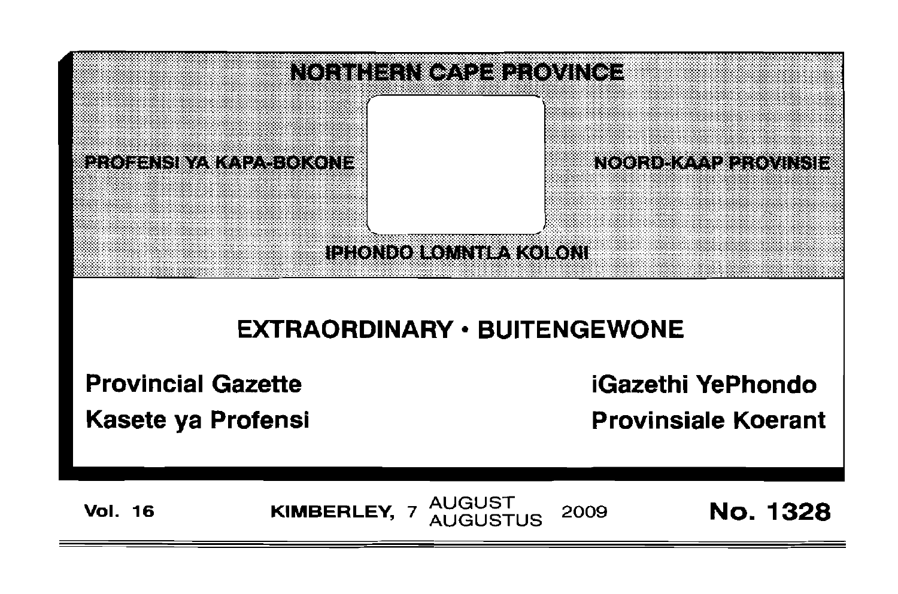# NORTHERN CAPE PROVINCE

PROFENSI YA KAPA-BOKONE

NOORD-KAAP PROVINSIE

IPHONDO LOMNTLA KOLONI

## EXTRAORDINARY • BUITENGEWONE

**Provincial Gazette**

**Kasete ya Profensi**

**iGazethi YePhondo**

**Provinsiale Koerant**

**Vol. 16** **KIMBERLEY, 7 AUGUST AUGUSTUS 2009** **No. 1328**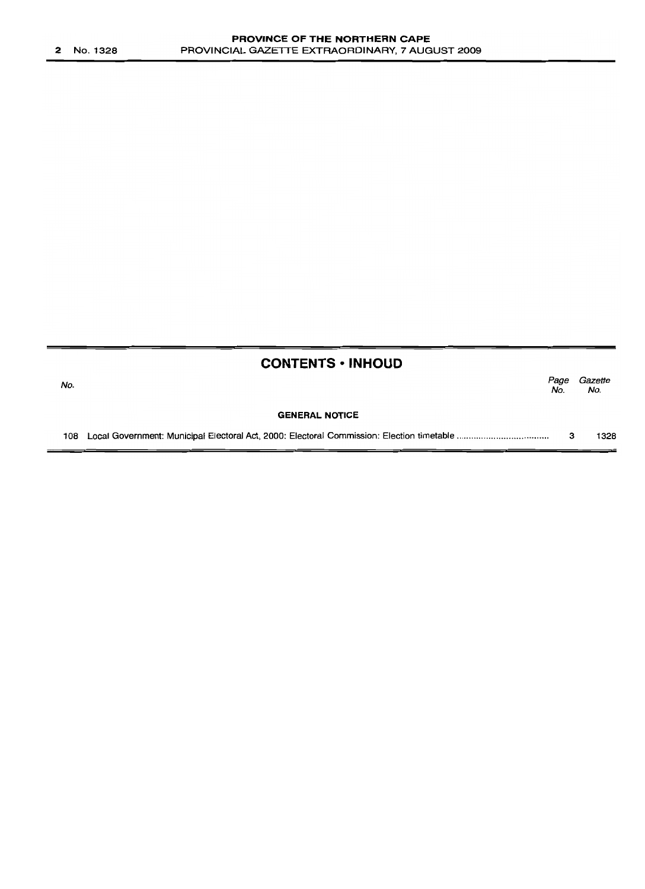## CONTENTS • INHOUD

| No. | | Page No. | Gazette No. |
|---|---|---|---|
| | **GENERAL NOTICE** | | |
| 108 | Local Government: Municipal Electoral Act, 2000: Electoral Commission: Election timetable | 3 | 1328 |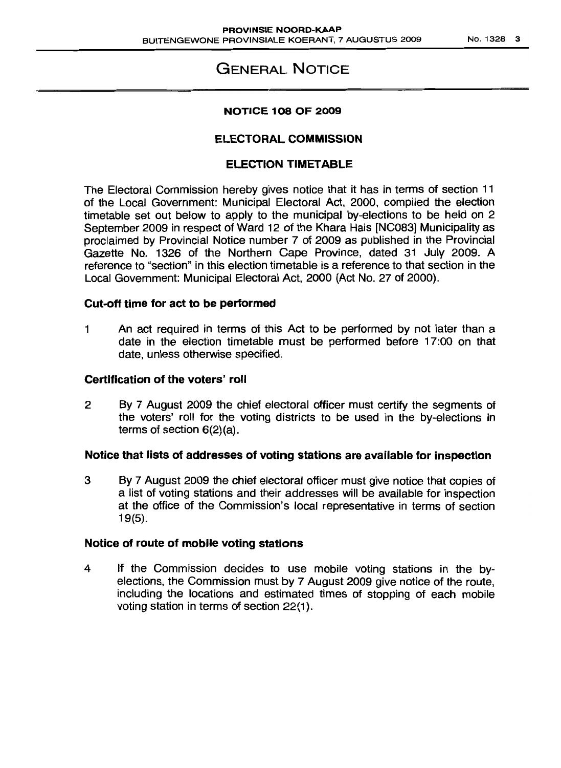# GENERAL NOTICE

## NOTICE 108 OF 2009

## ELECTORAL COMMISSION

## ELECTION TIMETABLE

The Electoral Commission hereby gives notice that it has in terms of section 11 of the Local Government: Municipal Electoral Act, 2000, compiled the election timetable set out below to apply to the municipal by-elections to be held on 2 September 2009 in respect of Ward 12 of the Khara Hais [NC083] Municipality as proclaimed by Provincial Notice number 7 of 2009 as published in the Provincial Gazette No. 1326 of the Northern Cape Province, dated 31 July 2009. A reference to "section" in this election timetable is a reference to that section in the Local Government: Municipal Electoral Act, 2000 (Act No. 27 of 2000).

### Cut-off time for act to be performed

1 An act required in terms of this Act to be performed by not later than a date in the election timetable must be performed before 17:00 on that date, unless otherwise specified.

### Certification of the voters' roll

2 By 7 August 2009 the chief electoral officer must certify the segments of the voters' roll for the voting districts to be used in the by-elections in terms of section 6(2)(a).

### Notice that lists of addresses of voting stations are available for inspection

3 By 7 August 2009 the chief electoral officer must give notice that copies of a list of voting stations and their addresses will be available for inspection at the office of the Commission's local representative in terms of section 19(5).

### Notice of route of mobile voting stations

4 If the Commission decides to use mobile voting stations in the by-elections, the Commission must by 7 August 2009 give notice of the route, including the locations and estimated times of stopping of each mobile voting station in terms of section 22(1).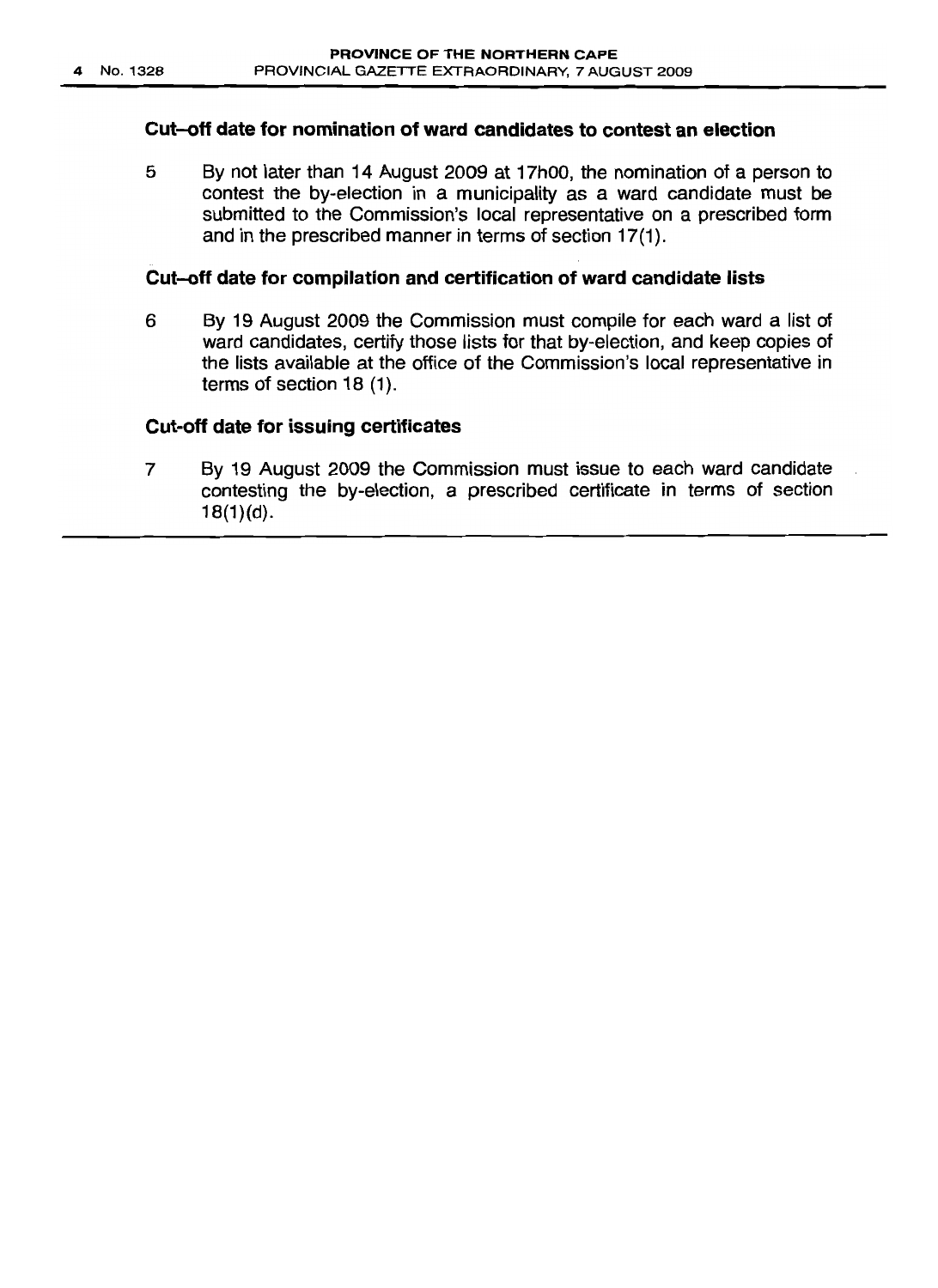### Cut–off date for nomination of ward candidates to contest an election

5 By not later than 14 August 2009 at 17h00, the nomination of a person to contest the by-election in a municipality as a ward candidate must be submitted to the Commission's local representative on a prescribed form and in the prescribed manner in terms of section 17(1).

### Cut–off date for compilation and certification of ward candidate lists

6 By 19 August 2009 the Commission must compile for each ward a list of ward candidates, certify those lists for that by-election, and keep copies of the lists available at the office of the Commission's local representative in terms of section 18 (1).

### Cut-off date for issuing certificates

7 By 19 August 2009 the Commission must issue to each ward candidate contesting the by-election, a prescribed certificate in terms of section 18(1)(d).